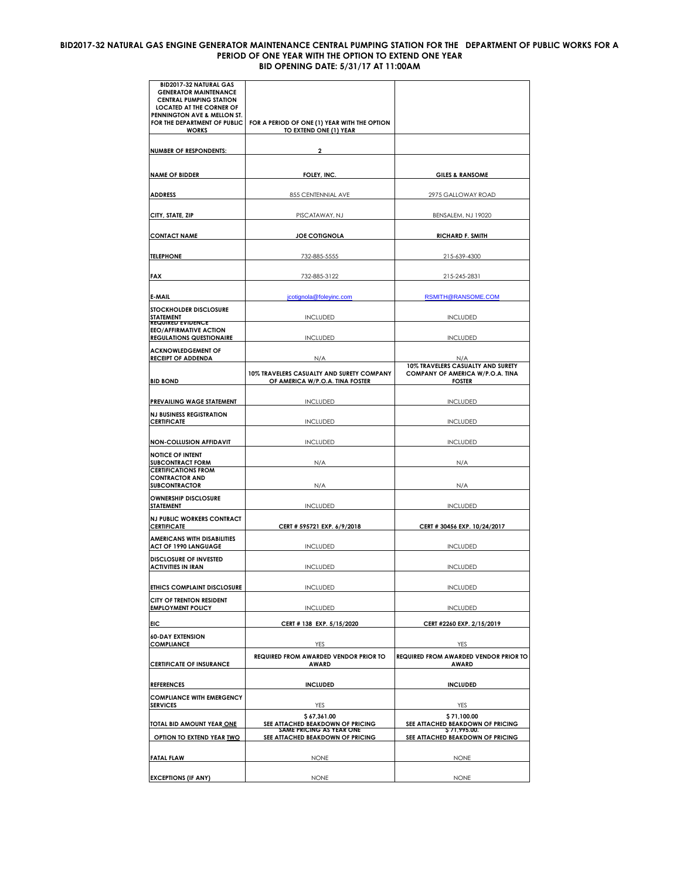# BID2017-32 NATURAL GAS ENGINE GENERATOR MAINTENANCE CENTRAL PUMPING STATION FOR THE DEPARTMENT OF PUBLIC WORKS FOR A PERIOD OF ONE YEAR WITH THE OPTION TO EXTEND ONE YEAR

## BID OPENING DATE: 5/31/17 AT 11:00AM

| BID2017-32 NATURAL GAS GENERATOR MAINTENANCE CENTRAL PUMPING STATION LOCATED AT THE CORNER OF PENNINGTON AVE & MELLON ST. FOR THE DEPARTMENT OF PUBLIC WORKS | FOR A PERIOD OF ONE (1) YEAR WITH THE OPTION TO EXTEND ONE (1) YEAR | |
|---|---|---|
| **NUMBER OF RESPONDENTS:** | **2** | |
| **NAME OF BIDDER** | **FOLEY, INC.** | **GILES & RANSOME** |
| **ADDRESS** | 855 CENTENNIAL AVE | 2975 GALLOWAY ROAD |
| **CITY, STATE, ZIP** | PISCATAWAY, NJ | BENSALEM, NJ 19020 |
| **CONTACT NAME** | **JOE COTIGNOLA** | **RICHARD F. SMITH** |
| **TELEPHONE** | 732-885-5555 | 215-639-4300 |
| **FAX** | 732-885-3122 | 215-245-2831 |
| **E-MAIL** | jcotignola@foleyinc.com | RSMITH@RANSOME.COM |
| **STOCKHOLDER DISCLOSURE STATEMENT** | INCLUDED | INCLUDED |
| **REQUIRED EVIDENCE EEO/AFFIRMATIVE ACTION REGULATIONS QUESTIONAIRE** | INCLUDED | INCLUDED |
| **ACKNOWLEDGEMENT OF RECEIPT OF ADDENDA** | N/A | N/A |
| **BID BOND** | **10% TRAVELERS CASUALTY AND SURETY COMPANY OF AMERICA W/P.O.A. TINA FOSTER** | **10% TRAVELERS CASUALTY AND SURETY COMPANY OF AMERICA W/P.O.A. TINA FOSTER** |
| **PREVAILING WAGE STATEMENT** | INCLUDED | INCLUDED |
| **NJ BUSINESS REGISTRATION CERTIFICATE** | INCLUDED | INCLUDED |
| **NON-COLLUSION AFFIDAVIT** | INCLUDED | INCLUDED |
| **NOTICE OF INTENT SUBCONTRACT FORM** | N/A | N/A |
| **CERTIFICATIONS FROM CONTRACTOR AND SUBCONTRACTOR** | N/A | N/A |
| **OWNERSHIP DISCLOSURE STATEMENT** | INCLUDED | INCLUDED |
| **NJ PUBLIC WORKERS CONTRACT CERTIFICATE** | **CERT # 595721 EXP. 6/9/2018** | **CERT # 30456 EXP. 10/24/2017** |
| **AMERICANS WITH DISABILITIES ACT OF 1990 LANGUAGE** | INCLUDED | INCLUDED |
| **DISCLOSURE OF INVESTED ACTIVITIES IN IRAN** | INCLUDED | INCLUDED |
| **ETHICS COMPLAINT DISCLOSURE** | INCLUDED | INCLUDED |
| **CITY OF TRENTON RESIDENT EMPLOYMENT POLICY** | INCLUDED | INCLUDED |
| **EIC** | **CERT # 138 EXP. 5/15/2020** | **CERT #2260 EXP. 2/15/2019** |
| **60-DAY EXTENSION COMPLIANCE** | YES | YES |
| **CERTIFICATE OF INSURANCE** | **REQUIRED FROM AWARDED VENDOR PRIOR TO AWARD** | **REQUIRED FROM AWARDED VENDOR PRIOR TO AWARD** |
| **REFERENCES** | **INCLUDED** | **INCLUDED** |
| **COMPLIANCE WITH EMERGENCY SERVICES** | YES | YES |
| **TOTAL BID AMOUNT YEAR ONE** | **$ 67,361.00 SEE ATTACHED BEAKDOWN OF PRICING** | **$ 71,100.00 SEE ATTACHED BEAKDOWN OF PRICING** |
| **OPTION TO EXTEND YEAR TWO** | **SAME PRICING AS YEAR ONE SEE ATTACHED BEAKDOWN OF PRICING** | **$ 71,995.00. SEE ATTACHED BEAKDOWN OF PRICING** |
| **FATAL FLAW** | NONE | NONE |
| **EXCEPTIONS (IF ANY)** | NONE | NONE |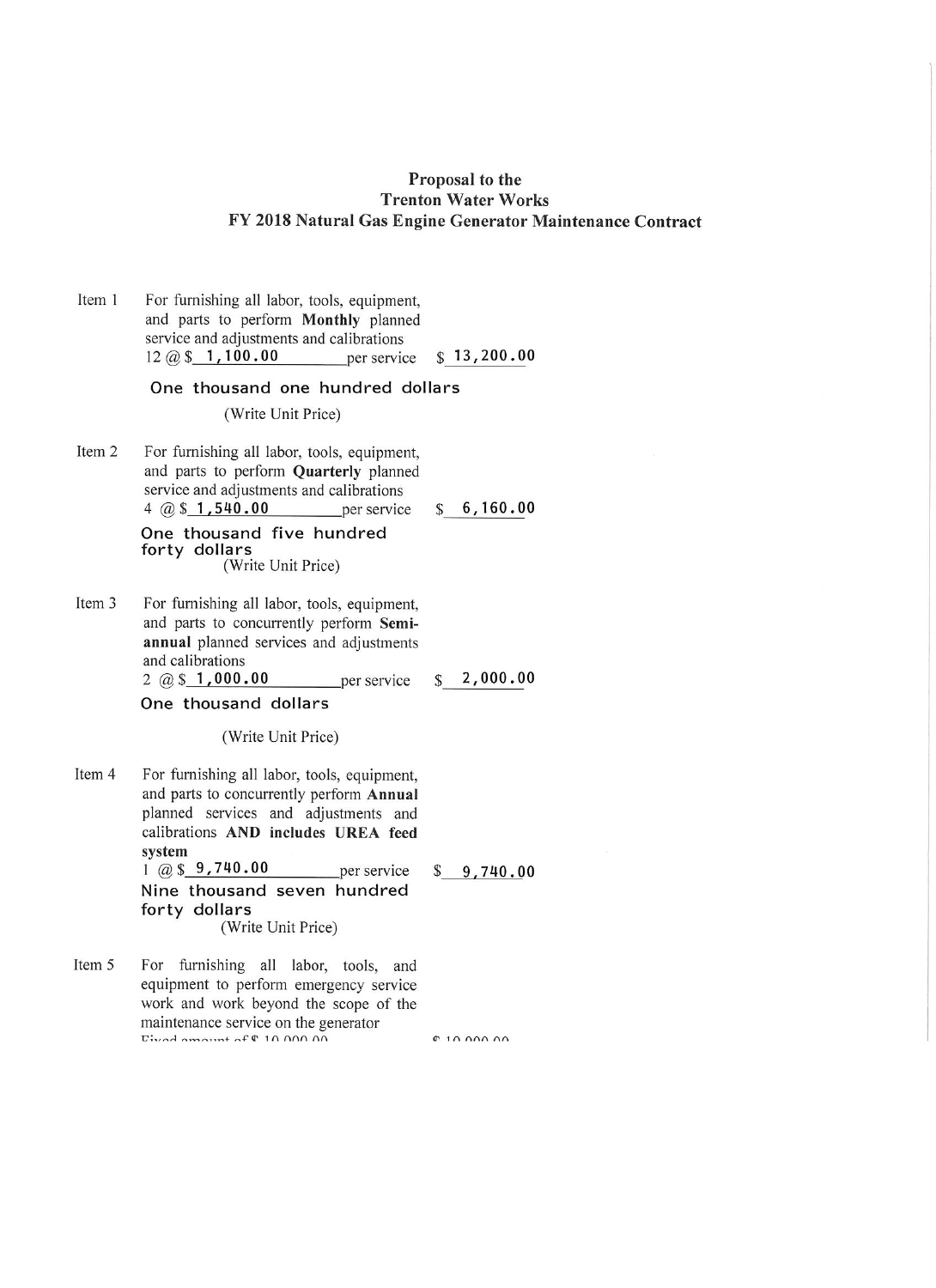# Proposal to the Trenton Water Works FY 2018 Natural Gas Engine Generator Maintenance Contract

Item 1 For furnishing all labor, tools, equipment, and parts to perform **Monthly** planned service and adjustments and calibrations
12 @ $ 1,100.00 per service $ 13,200.00

One thousand one hundred dollars
(Write Unit Price)

Item 2 For furnishing all labor, tools, equipment, and parts to perform **Quarterly** planned service and adjustments and calibrations
4 @ $ 1,540.00 per service $ 6,160.00

One thousand five hundred forty dollars
(Write Unit Price)

Item 3 For furnishing all labor, tools, equipment, and parts to concurrently perform **Semi-annual** planned services and adjustments and calibrations
2 @ $ 1,000.00 per service $ 2,000.00

One thousand dollars
(Write Unit Price)

Item 4 For furnishing all labor, tools, equipment, and parts to concurrently perform **Annual** planned services and adjustments and calibrations **AND includes UREA feed system**
1 @ $ 9,740.00 per service $ 9,740.00

Nine thousand seven hundred forty dollars
(Write Unit Price)

Item 5 For furnishing all labor, tools, and equipment to perform emergency service work and work beyond the scope of the maintenance service on the generator
Fixed amount of $ 10,000.00 $ 10,000.00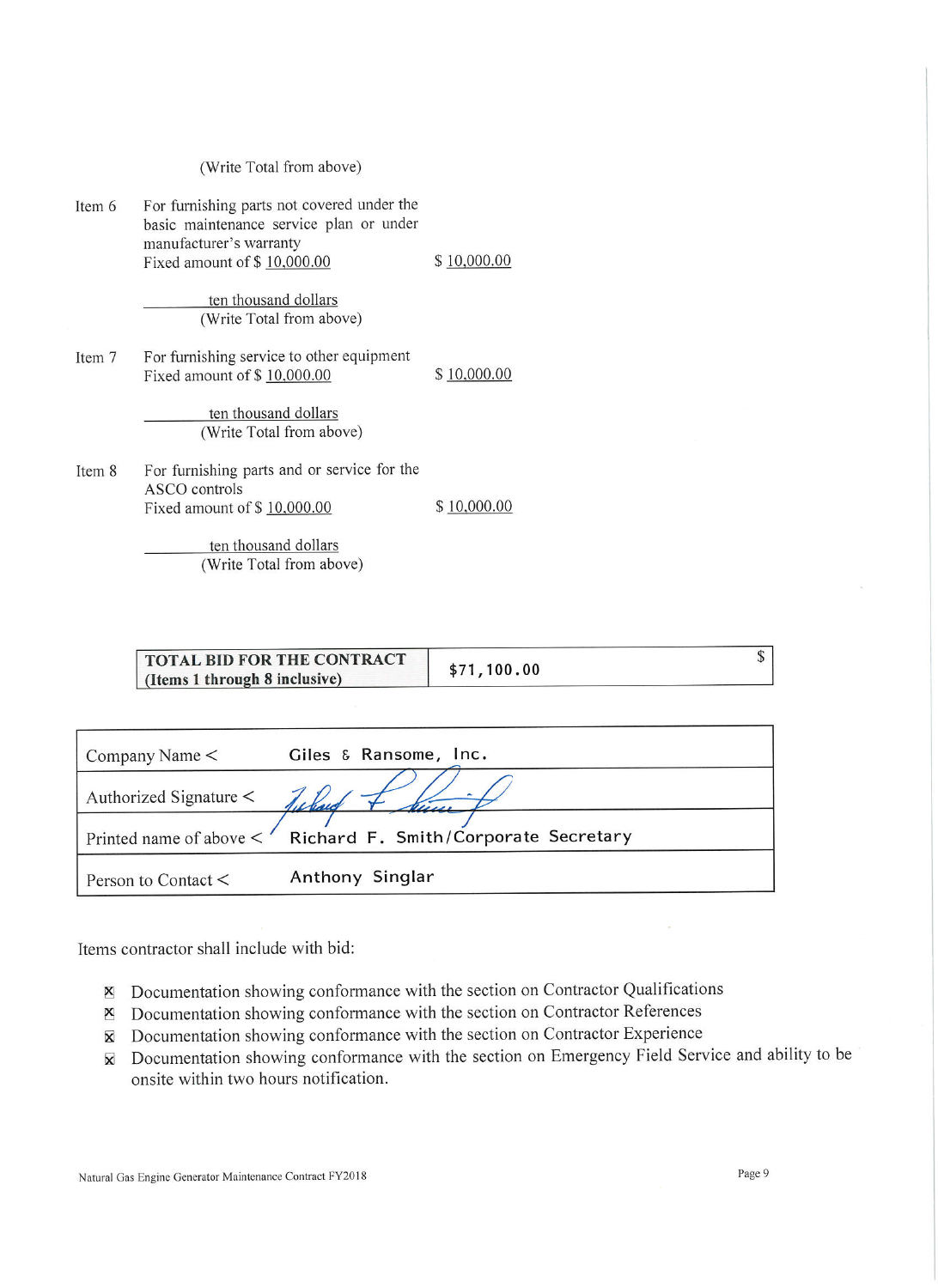(Write Total from above)

Item 6 For furnishing parts not covered under the basic maintenance service plan or under manufacturer's warranty
Fixed amount of $ 10,000.00 $ 10,000.00

ten thousand dollars
(Write Total from above)

Item 7 For furnishing service to other equipment
Fixed amount of $ 10,000.00 $ 10,000.00

ten thousand dollars
(Write Total from above)

Item 8 For furnishing parts and or service for the ASCO controls
Fixed amount of $ 10,000.00 $ 10,000.00

ten thousand dollars
(Write Total from above)

| **TOTAL BID FOR THE CONTRACT (Items 1 through 8 inclusive)** | $71,100.00 $ |
|---|---|

| | |
|---|---|
| Company Name < | Giles & Ransome, Inc. |
| Authorized Signature < | *(signature)* |
| Printed name of above < | Richard F. Smith/Corporate Secretary |
| Person to Contact < | Anthony Singlar |

Items contractor shall include with bid:

- ☒ Documentation showing conformance with the section on Contractor Qualifications
- ☒ Documentation showing conformance with the section on Contractor References
- ☒ Documentation showing conformance with the section on Contractor Experience
- ☒ Documentation showing conformance with the section on Emergency Field Service and ability to be onsite within two hours notification.

Natural Gas Engine Generator Maintenance Contract FY2018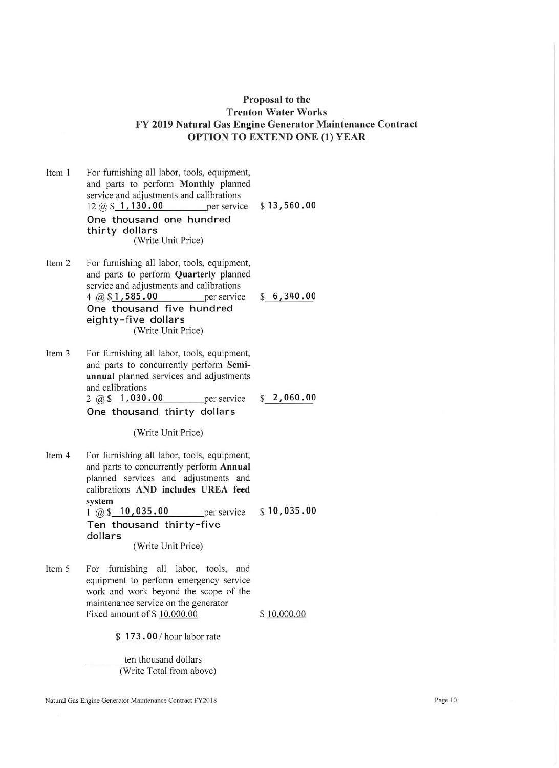## Proposal to the Trenton Water Works FY 2019 Natural Gas Engine Generator Maintenance Contract OPTION TO EXTEND ONE (1) YEAR

Item 1 For furnishing all labor, tools, equipment, and parts to perform **Monthly** planned service and adjustments and calibrations
12 @ $ 1,130.00 per service $ 13,560.00
One thousand one hundred thirty dollars
(Write Unit Price)

Item 2 For furnishing all labor, tools, equipment, and parts to perform **Quarterly** planned service and adjustments and calibrations
4 @ $ 1,585.00 per service $ 6,340.00
One thousand five hundred eighty-five dollars
(Write Unit Price)

Item 3 For furnishing all labor, tools, equipment, and parts to concurrently perform **Semi-annual** planned services and adjustments and calibrations
2 @ $ 1,030.00 per service $ 2,060.00
One thousand thirty dollars
(Write Unit Price)

Item 4 For furnishing all labor, tools, equipment, and parts to concurrently perform **Annual** planned services and adjustments and calibrations **AND includes UREA feed system**
1 @ $ 10,035.00 per service $ 10,035.00
Ten thousand thirty-five dollars
(Write Unit Price)

Item 5 For furnishing all labor, tools, and equipment to perform emergency service work and work beyond the scope of the maintenance service on the generator
Fixed amount of $ 10,000.00 $ 10,000.00

$ 173.00 / hour labor rate

ten thousand dollars
(Write Total from above)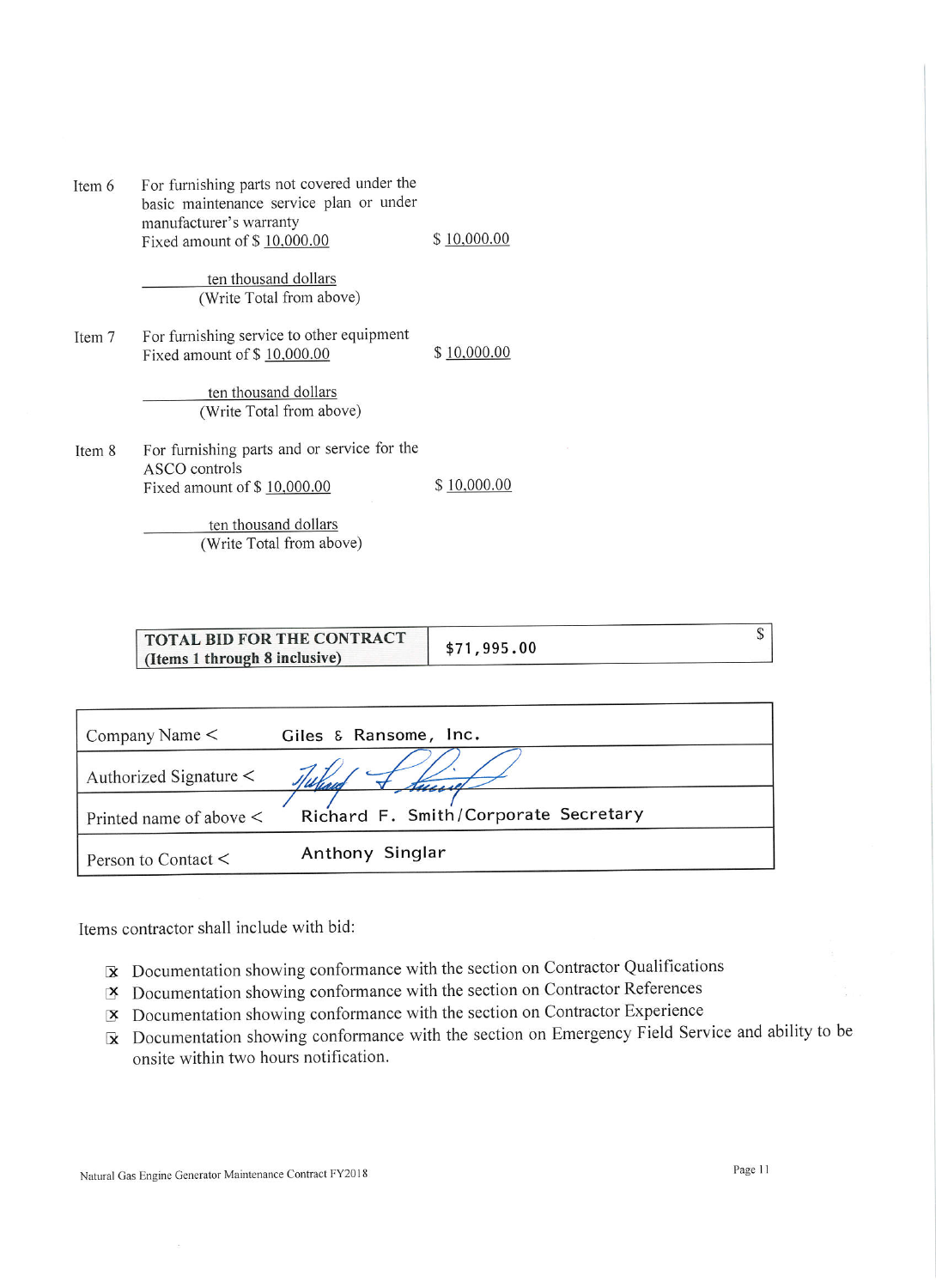Item 6 For furnishing parts not covered under the basic maintenance service plan or under manufacturer's warranty
Fixed amount of $ 10,000.00 $ 10,000.00

ten thousand dollars
(Write Total from above)

Item 7 For furnishing service to other equipment
Fixed amount of $ 10,000.00 $ 10,000.00

ten thousand dollars
(Write Total from above)

Item 8 For furnishing parts and or service for the ASCO controls
Fixed amount of $ 10,000.00 $ 10,000.00

ten thousand dollars
(Write Total from above)

| | |
|---|---|
| **TOTAL BID FOR THE CONTRACT (Items 1 through 8 inclusive)** | $71,995.00 $ |

| | |
|---|---|
| Company Name < | Giles & Ransome, Inc. |
| Authorized Signature < | [signature] |
| Printed name of above < | Richard F. Smith/Corporate Secretary |
| Person to Contact < | Anthony Singlar |

Items contractor shall include with bid:

- [x] Documentation showing conformance with the section on Contractor Qualifications
- [x] Documentation showing conformance with the section on Contractor References
- [x] Documentation showing conformance with the section on Contractor Experience
- [x] Documentation showing conformance with the section on Emergency Field Service and ability to be onsite within two hours notification.